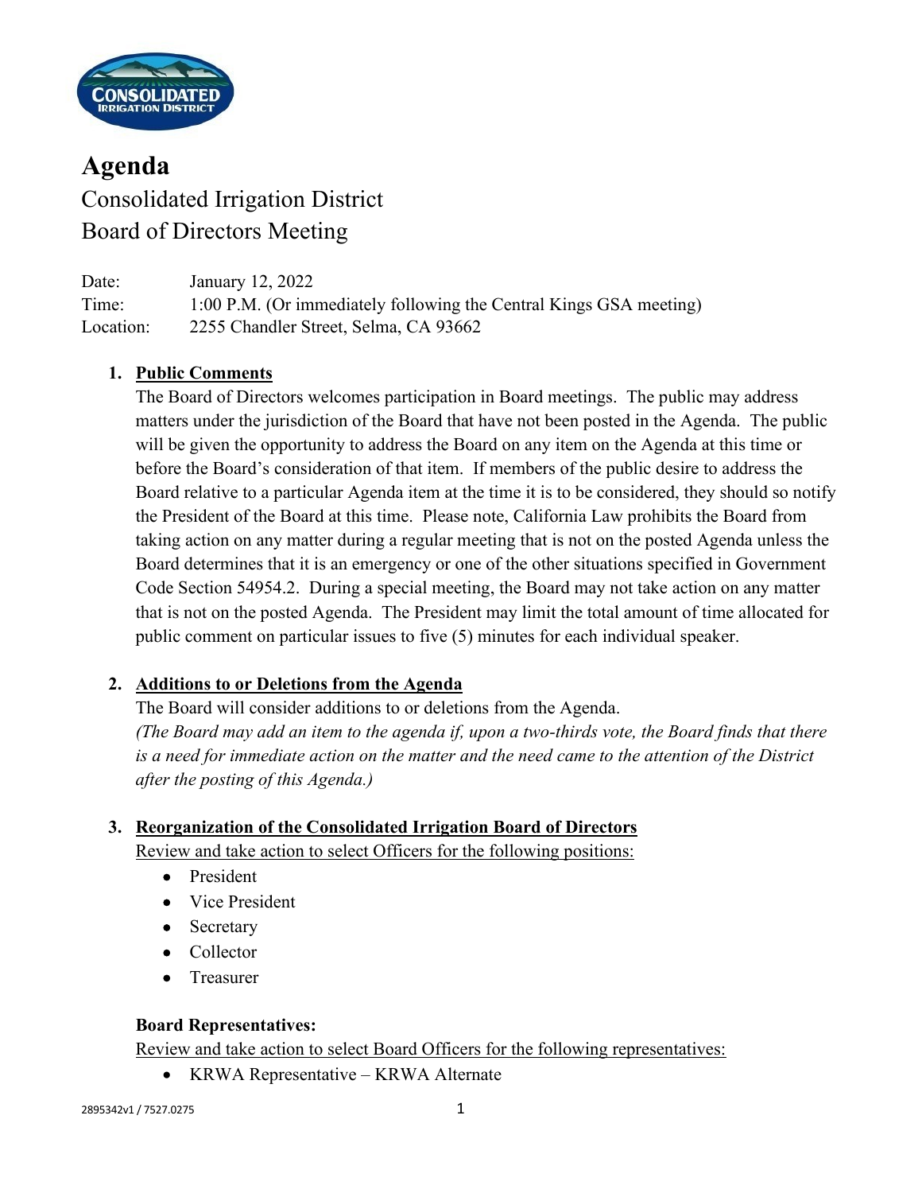# Agenda

Consolidated Irrigation District
Board of Directors Meeting

Date: January 12, 2022
Time: 1:00 P.M. (Or immediately following the Central Kings GSA meeting)
Location: 2255 Chandler Street, Selma, CA 93662

1. **Public Comments**
   The Board of Directors welcomes participation in Board meetings. The public may address matters under the jurisdiction of the Board that have not been posted in the Agenda. The public will be given the opportunity to address the Board on any item on the Agenda at this time or before the Board's consideration of that item. If members of the public desire to address the Board relative to a particular Agenda item at the time it is to be considered, they should so notify the President of the Board at this time. Please note, California Law prohibits the Board from taking action on any matter during a regular meeting that is not on the posted Agenda unless the Board determines that it is an emergency or one of the other situations specified in Government Code Section 54954.2. During a special meeting, the Board may not take action on any matter that is not on the posted Agenda. The President may limit the total amount of time allocated for public comment on particular issues to five (5) minutes for each individual speaker.

2. **Additions to or Deletions from the Agenda**
   The Board will consider additions to or deletions from the Agenda.
   *(The Board may add an item to the agenda if, upon a two-thirds vote, the Board finds that there is a need for immediate action on the matter and the need came to the attention of the District after the posting of this Agenda.)*

3. **Reorganization of the Consolidated Irrigation Board of Directors**
   Review and take action to select Officers for the following positions:
   - President
   - Vice President
   - Secretary
   - Collector
   - Treasurer

   **Board Representatives:**
   Review and take action to select Board Officers for the following representatives:
   - KRWA Representative – KRWA Alternate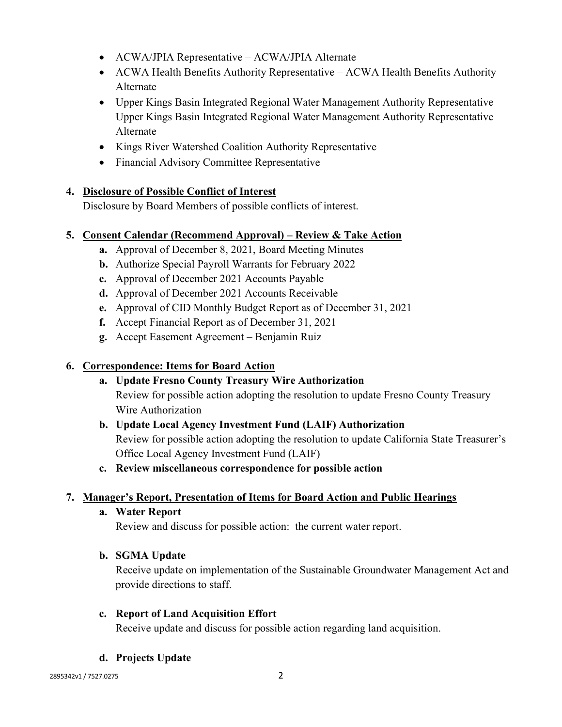- ACWA/JPIA Representative – ACWA/JPIA Alternate
- ACWA Health Benefits Authority Representative – ACWA Health Benefits Authority Alternate
- Upper Kings Basin Integrated Regional Water Management Authority Representative – Upper Kings Basin Integrated Regional Water Management Authority Representative Alternate
- Kings River Watershed Coalition Authority Representative
- Financial Advisory Committee Representative

**4. Disclosure of Possible Conflict of Interest**

Disclosure by Board Members of possible conflicts of interest.

**5. Consent Calendar (Recommend Approval) – Review & Take Action**

**a.** Approval of December 8, 2021, Board Meeting Minutes

**b.** Authorize Special Payroll Warrants for February 2022

**c.** Approval of December 2021 Accounts Payable

**d.** Approval of December 2021 Accounts Receivable

**e.** Approval of CID Monthly Budget Report as of December 31, 2021

**f.** Accept Financial Report as of December 31, 2021

**g.** Accept Easement Agreement – Benjamin Ruiz

**6. Correspondence: Items for Board Action**

**a. Update Fresno County Treasury Wire Authorization**

Review for possible action adopting the resolution to update Fresno County Treasury Wire Authorization

**b. Update Local Agency Investment Fund (LAIF) Authorization**

Review for possible action adopting the resolution to update California State Treasurer's Office Local Agency Investment Fund (LAIF)

**c. Review miscellaneous correspondence for possible action**

**7. Manager's Report, Presentation of Items for Board Action and Public Hearings**

**a. Water Report**

Review and discuss for possible action: the current water report.

**b. SGMA Update**

Receive update on implementation of the Sustainable Groundwater Management Act and provide directions to staff.

**c. Report of Land Acquisition Effort**

Receive update and discuss for possible action regarding land acquisition.

**d. Projects Update**

2895342v1 / 7527.0275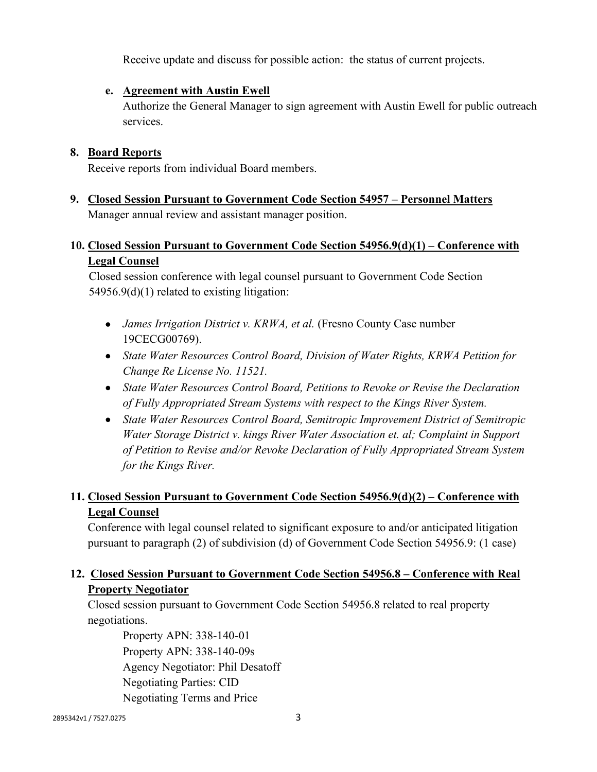Receive update and discuss for possible action: the status of current projects.

e. **Agreement with Austin Ewell**

   Authorize the General Manager to sign agreement with Austin Ewell for public outreach services.

8. **Board Reports**

   Receive reports from individual Board members.

9. **Closed Session Pursuant to Government Code Section 54957 – Personnel Matters**

   Manager annual review and assistant manager position.

10. **Closed Session Pursuant to Government Code Section 54956.9(d)(1) – Conference with Legal Counsel**

    Closed session conference with legal counsel pursuant to Government Code Section 54956.9(d)(1) related to existing litigation:

    - *James Irrigation District v. KRWA, et al.* (Fresno County Case number 19CECG00769).
    - *State Water Resources Control Board, Division of Water Rights, KRWA Petition for Change Re License No. 11521.*
    - *State Water Resources Control Board, Petitions to Revoke or Revise the Declaration of Fully Appropriated Stream Systems with respect to the Kings River System.*
    - *State Water Resources Control Board, Semitropic Improvement District of Semitropic Water Storage District v. kings River Water Association et. al; Complaint in Support of Petition to Revise and/or Revoke Declaration of Fully Appropriated Stream System for the Kings River.*

11. **Closed Session Pursuant to Government Code Section 54956.9(d)(2) – Conference with Legal Counsel**

    Conference with legal counsel related to significant exposure to and/or anticipated litigation pursuant to paragraph (2) of subdivision (d) of Government Code Section 54956.9: (1 case)

12. **Closed Session Pursuant to Government Code Section 54956.8 – Conference with Real Property Negotiator**

    Closed session pursuant to Government Code Section 54956.8 related to real property negotiations.

    Property APN: 338-140-01
    Property APN: 338-140-09s
    Agency Negotiator: Phil Desatoff
    Negotiating Parties: CID
    Negotiating Terms and Price

2895342v1 / 7527.0275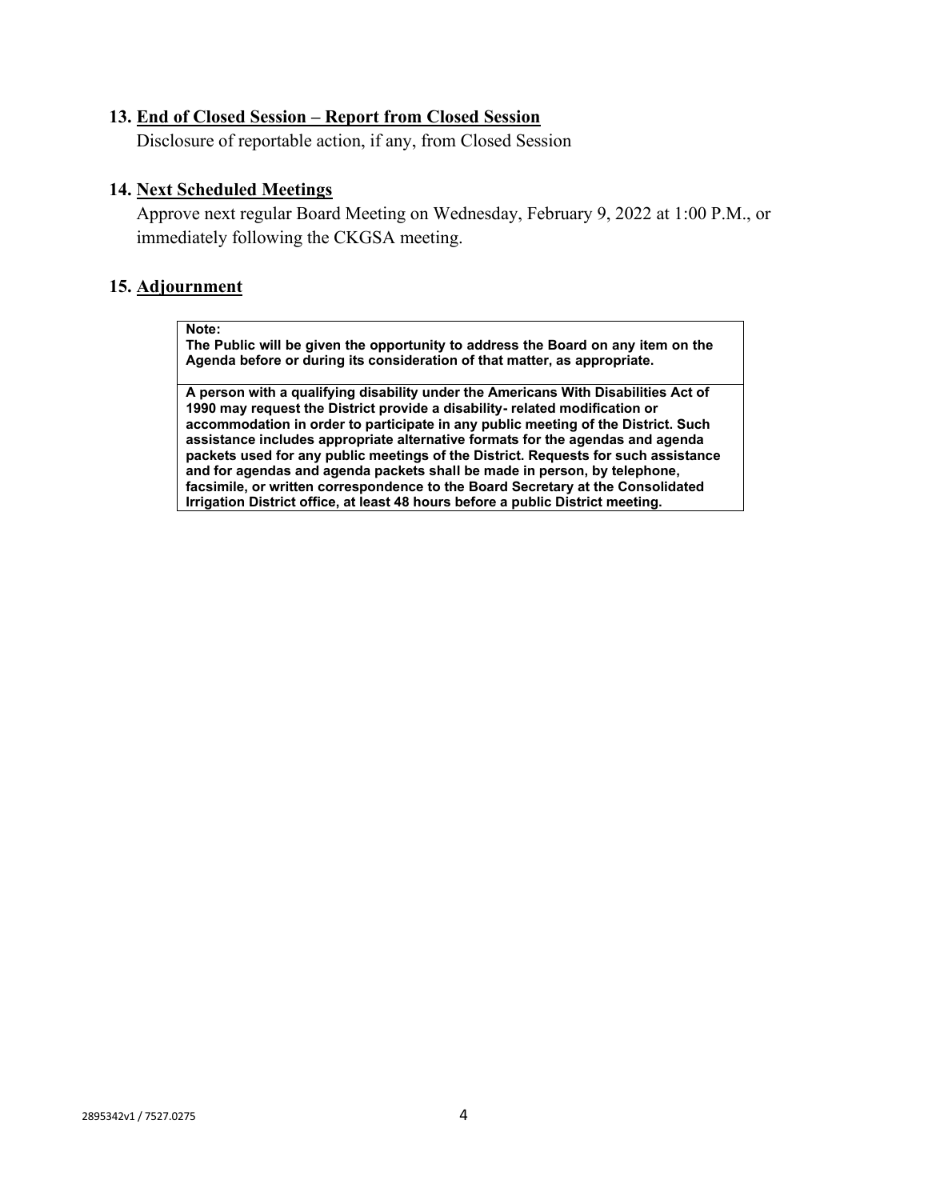13. **End of Closed Session – Report from Closed Session**

Disclosure of reportable action, if any, from Closed Session

14. **Next Scheduled Meetings**

Approve next regular Board Meeting on Wednesday, February 9, 2022 at 1:00 P.M., or immediately following the CKGSA meeting.

15. **Adjournment**

| |
|---|
| **Note:**<br>**The Public will be given the opportunity to address the Board on any item on the Agenda before or during its consideration of that matter, as appropriate.** |
| **A person with a qualifying disability under the Americans With Disabilities Act of 1990 may request the District provide a disability- related modification or accommodation in order to participate in any public meeting of the District. Such assistance includes appropriate alternative formats for the agendas and agenda packets used for any public meetings of the District. Requests for such assistance and for agendas and agenda packets shall be made in person, by telephone, facsimile, or written correspondence to the Board Secretary at the Consolidated Irrigation District office, at least 48 hours before a public District meeting.** |

2895342v1 / 7527.0275